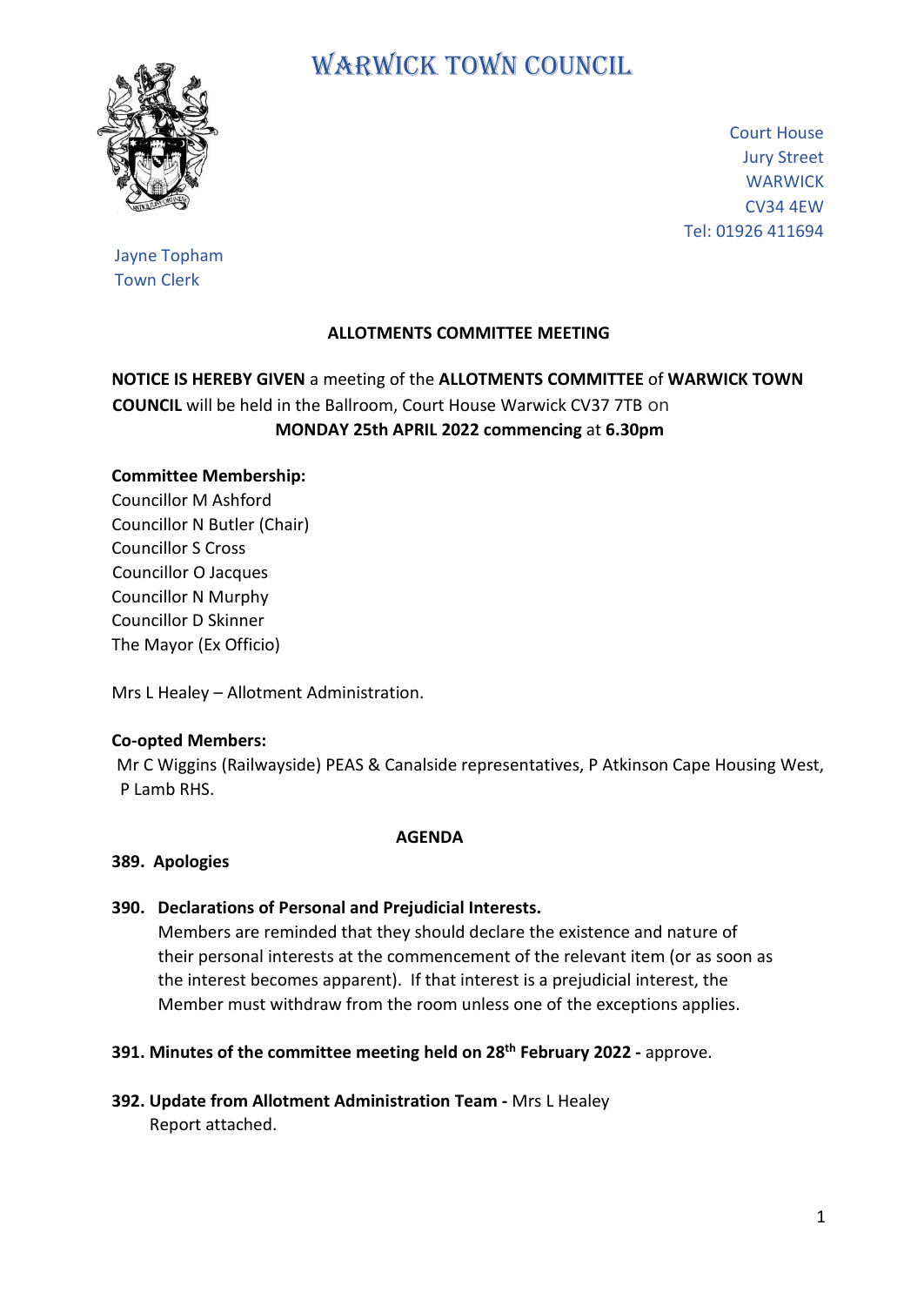# WARWICK TOWN COUNCIL

Court House
Jury Street
WARWICK
CV34 4EW
Tel: 01926 411694

Jayne Topham
Town Clerk

## ALLOTMENTS COMMITTEE MEETING

**NOTICE IS HEREBY GIVEN** a meeting of the **ALLOTMENTS COMMITTEE** of **WARWICK TOWN COUNCIL** will be held in the Ballroom, Court House Warwick CV37 7TB on **MONDAY 25th APRIL 2022 commencing** at **6.30pm**

**Committee Membership:**
Councillor M Ashford
Councillor N Butler (Chair)
Councillor S Cross
Councillor O Jacques
Councillor N Murphy
Councillor D Skinner
The Mayor (Ex Officio)

Mrs L Healey – Allotment Administration.

**Co-opted Members:**
Mr C Wiggins (Railwayside) PEAS & Canalside representatives, P Atkinson Cape Housing West, P Lamb RHS.

## AGENDA

**389. Apologies**

**390. Declarations of Personal and Prejudicial Interests.**
Members are reminded that they should declare the existence and nature of their personal interests at the commencement of the relevant item (or as soon as the interest becomes apparent). If that interest is a prejudicial interest, the Member must withdraw from the room unless one of the exceptions applies.

**391. Minutes of the committee meeting held on 28th February 2022 -** approve.

**392. Update from Allotment Administration Team -** Mrs L Healey
Report attached.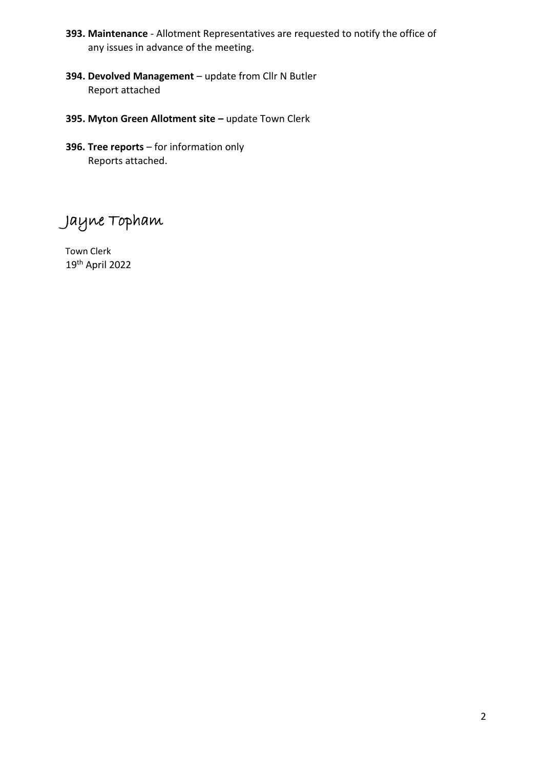**393. Maintenance** - Allotment Representatives are requested to notify the office of any issues in advance of the meeting.

**394. Devolved Management** – update from Cllr N Butler
Report attached

**395. Myton Green Allotment site –** update Town Clerk

**396. Tree reports** – for information only
Reports attached.

Jayne Topham

Town Clerk
19th April 2022